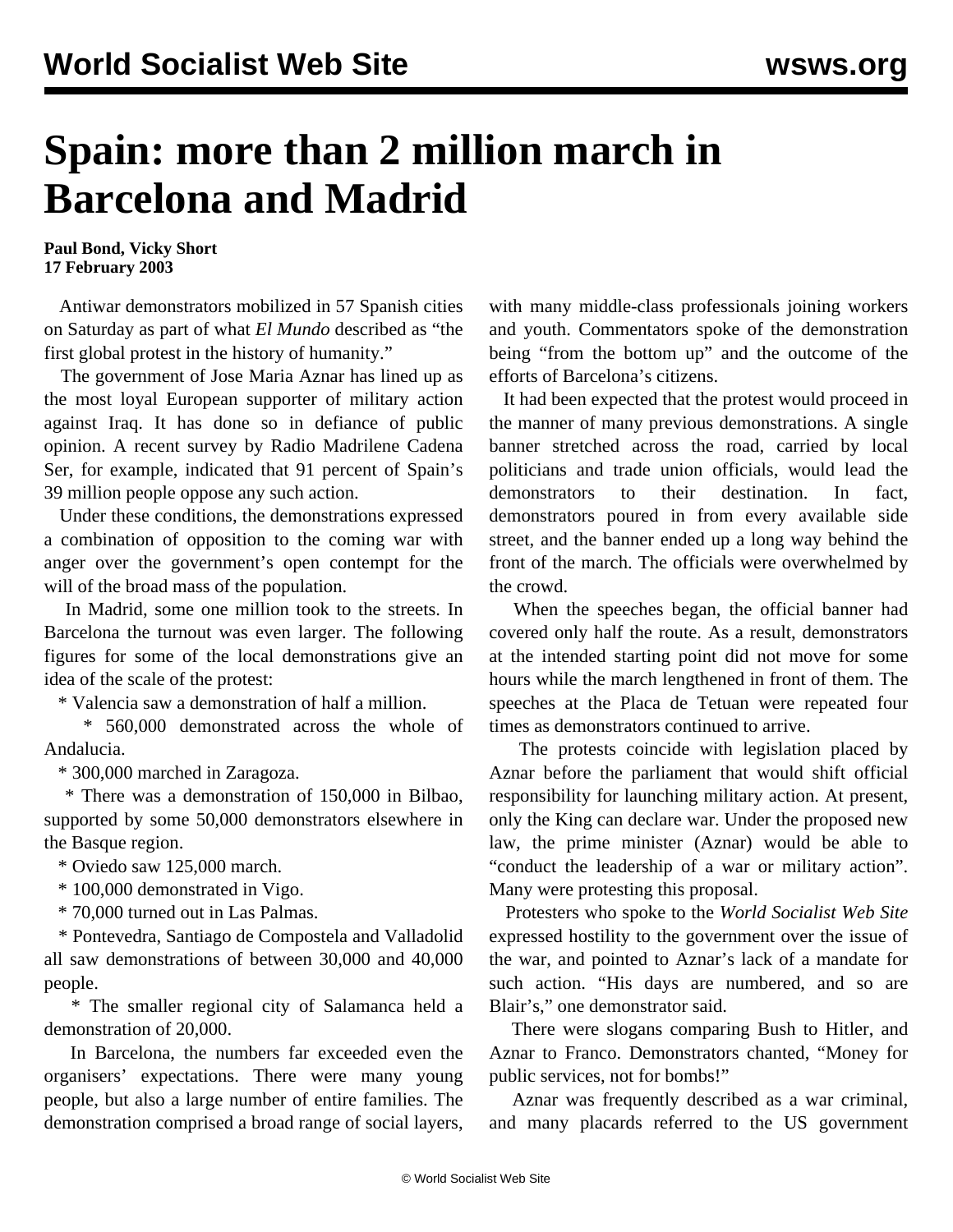# Spain: more than 2 million march in Barcelona and Madrid

**Paul Bond, Vicky Short**
**17 February 2003**

Antiwar demonstrators mobilized in 57 Spanish cities on Saturday as part of what *El Mundo* described as "the first global protest in the history of humanity."

The government of Jose Maria Aznar has lined up as the most loyal European supporter of military action against Iraq. It has done so in defiance of public opinion. A recent survey by Radio Madrilene Cadena Ser, for example, indicated that 91 percent of Spain's 39 million people oppose any such action.

Under these conditions, the demonstrations expressed a combination of opposition to the coming war with anger over the government's open contempt for the will of the broad mass of the population.

In Madrid, some one million took to the streets. In Barcelona the turnout was even larger. The following figures for some of the local demonstrations give an idea of the scale of the protest:

* Valencia saw a demonstration of half a million.
* 560,000 demonstrated across the whole of Andalucia.
* 300,000 marched in Zaragoza.
* There was a demonstration of 150,000 in Bilbao, supported by some 50,000 demonstrators elsewhere in the Basque region.
* Oviedo saw 125,000 march.
* 100,000 demonstrated in Vigo.
* 70,000 turned out in Las Palmas.
* Pontevedra, Santiago de Compostela and Valladolid all saw demonstrations of between 30,000 and 40,000 people.
* The smaller regional city of Salamanca held a demonstration of 20,000.

In Barcelona, the numbers far exceeded even the organisers' expectations. There were many young people, but also a large number of entire families. The demonstration comprised a broad range of social layers, with many middle-class professionals joining workers and youth. Commentators spoke of the demonstration being "from the bottom up" and the outcome of the efforts of Barcelona's citizens.

It had been expected that the protest would proceed in the manner of many previous demonstrations. A single banner stretched across the road, carried by local politicians and trade union officials, would lead the demonstrators to their destination. In fact, demonstrators poured in from every available side street, and the banner ended up a long way behind the front of the march. The officials were overwhelmed by the crowd.

When the speeches began, the official banner had covered only half the route. As a result, demonstrators at the intended starting point did not move for some hours while the march lengthened in front of them. The speeches at the Placa de Tetuan were repeated four times as demonstrators continued to arrive.

The protests coincide with legislation placed by Aznar before the parliament that would shift official responsibility for launching military action. At present, only the King can declare war. Under the proposed new law, the prime minister (Aznar) would be able to "conduct the leadership of a war or military action". Many were protesting this proposal.

Protesters who spoke to the *World Socialist Web Site* expressed hostility to the government over the issue of the war, and pointed to Aznar's lack of a mandate for such action. "His days are numbered, and so are Blair's," one demonstrator said.

There were slogans comparing Bush to Hitler, and Aznar to Franco. Demonstrators chanted, "Money for public services, not for bombs!"

Aznar was frequently described as a war criminal, and many placards referred to the US government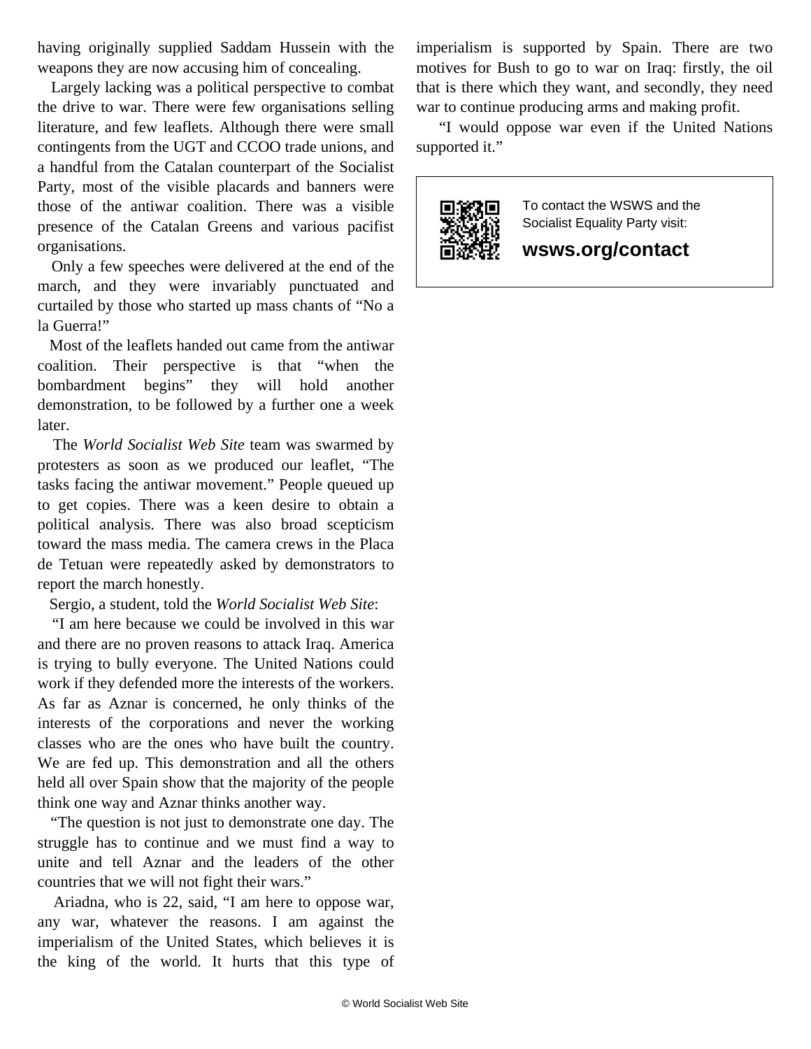having originally supplied Saddam Hussein with the weapons they are now accusing him of concealing.

Largely lacking was a political perspective to combat the drive to war. There were few organisations selling literature, and few leaflets. Although there were small contingents from the UGT and CCOO trade unions, and a handful from the Catalan counterpart of the Socialist Party, most of the visible placards and banners were those of the antiwar coalition. There was a visible presence of the Catalan Greens and various pacifist organisations.

Only a few speeches were delivered at the end of the march, and they were invariably punctuated and curtailed by those who started up mass chants of "No a la Guerra!"

Most of the leaflets handed out came from the antiwar coalition. Their perspective is that "when the bombardment begins" they will hold another demonstration, to be followed by a further one a week later.

The *World Socialist Web Site* team was swarmed by protesters as soon as we produced our leaflet, "The tasks facing the antiwar movement." People queued up to get copies. There was a keen desire to obtain a political analysis. There was also broad scepticism toward the mass media. The camera crews in the Placa de Tetuan were repeatedly asked by demonstrators to report the march honestly.

Sergio, a student, told the *World Socialist Web Site*:

"I am here because we could be involved in this war and there are no proven reasons to attack Iraq. America is trying to bully everyone. The United Nations could work if they defended more the interests of the workers. As far as Aznar is concerned, he only thinks of the interests of the corporations and never the working classes who are the ones who have built the country. We are fed up. This demonstration and all the others held all over Spain show that the majority of the people think one way and Aznar thinks another way.

"The question is not just to demonstrate one day. The struggle has to continue and we must find a way to unite and tell Aznar and the leaders of the other countries that we will not fight their wars."

Ariadna, who is 22, said, "I am here to oppose war, any war, whatever the reasons. I am against the imperialism of the United States, which believes it is the king of the world. It hurts that this type of imperialism is supported by Spain. There are two motives for Bush to go to war on Iraq: firstly, the oil that is there which they want, and secondly, they need war to continue producing arms and making profit.

"I would oppose war even if the United Nations supported it."

To contact the WSWS and the Socialist Equality Party visit:

**wsws.org/contact**